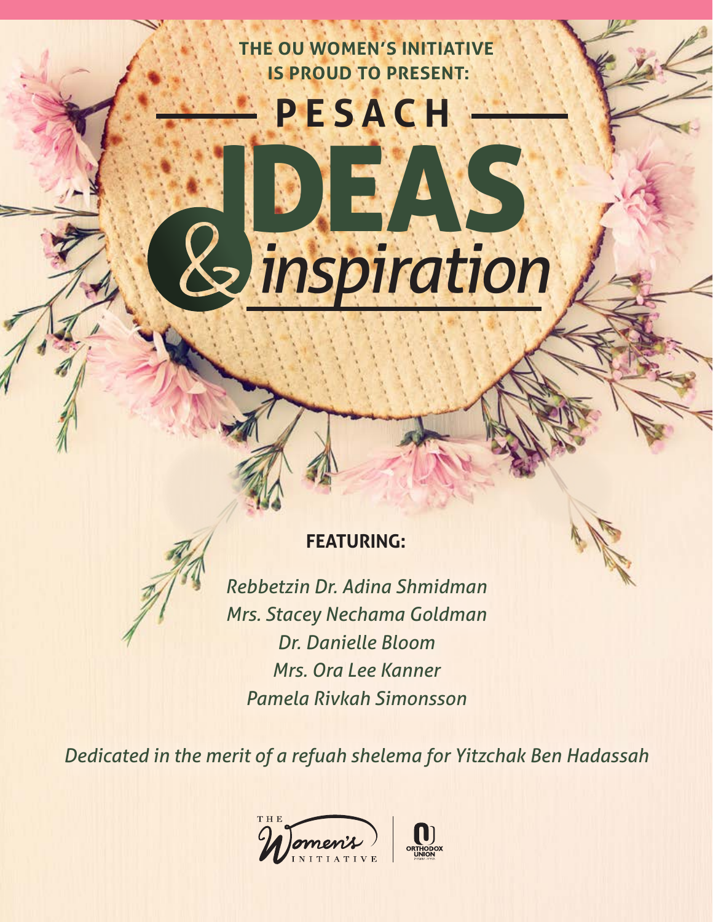THE OU WOMEN'S INITIATIVE IS PROUD TO PRESENT:

# PESACH IDEAS & *inspiration*

**FEATURING:**

*Rebbetzin Dr. Adina Shmidman*
*Mrs. Stacey Nechama Goldman*
*Dr. Danielle Bloom*
*Mrs. Ora Lee Kanner*
*Pamela Rivkah Simonsson*

*Dedicated in the merit of a refuah shelema for Yitzchak Ben Hadassah*

THE Women's INITIATIVE | ORTHODOX UNION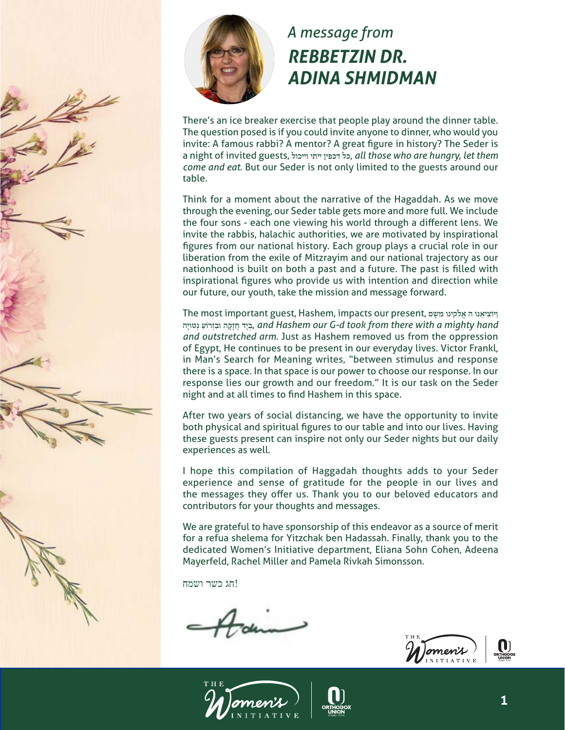# *A message from* ***REBBETZIN DR. ADINA SHMIDMAN***

There's an ice breaker exercise that people play around the dinner table. The question posed is if you could invite anyone to dinner, who would you invite: A famous rabbi? A mentor? A great figure in history? The Seder is a night of invited guests, כל דכפין ייתי ויכול, *all those who are hungry, let them come and eat*. But our Seder is not only limited to the guests around our table.

Think for a moment about the narrative of the Hagaddah. As we move through the evening, our Seder table gets more and more full. We include the four sons - each one viewing his world through a different lens. We invite the rabbis, halachic authorities, we are motivated by inspirational figures from our national history. Each group plays a crucial role in our liberation from the exile of Mitzrayim and our national trajectory as our nationhood is built on both a past and a future. The past is filled with inspirational figures who provide us with intention and direction while our future, our youth, take the mission and message forward.

The most important guest, Hashem, impacts our present, וַיּוֹצִיאֵנוּ ה אֱלֹקֵינוּ מִשָּׁם בְּיָד חֲזָקָה וּבִזְרוֹעַ נְטוּיָה, *and Hashem our G-d took from there with a mighty hand and outstretched arm*. Just as Hashem removed us from the oppression of Egypt, He continues to be present in our everyday lives. Victor Frankl, in Man's Search for Meaning writes, "between stimulus and response there is a space. In that space is our power to choose our response. In our response lies our growth and our freedom." It is our task on the Seder night and at all times to find Hashem in this space.

After two years of social distancing, we have the opportunity to invite both physical and spiritual figures to our table and into our lives. Having these guests present can inspire not only our Seder nights but our daily experiences as well.

I hope this compilation of Haggadah thoughts adds to your Seder experience and sense of gratitude for the people in our lives and the messages they offer us. Thank you to our beloved educators and contributors for your thoughts and messages.

We are grateful to have sponsorship of this endeavor as a source of merit for a refua shelema for Yitzchak ben Hadassah. Finally, thank you to the dedicated Women's Initiative department, Eliana Sohn Cohen, Adeena Mayerfeld, Rachel Miller and Pamela Rivkah Simonsson.

!חג כשר ושמח

Adina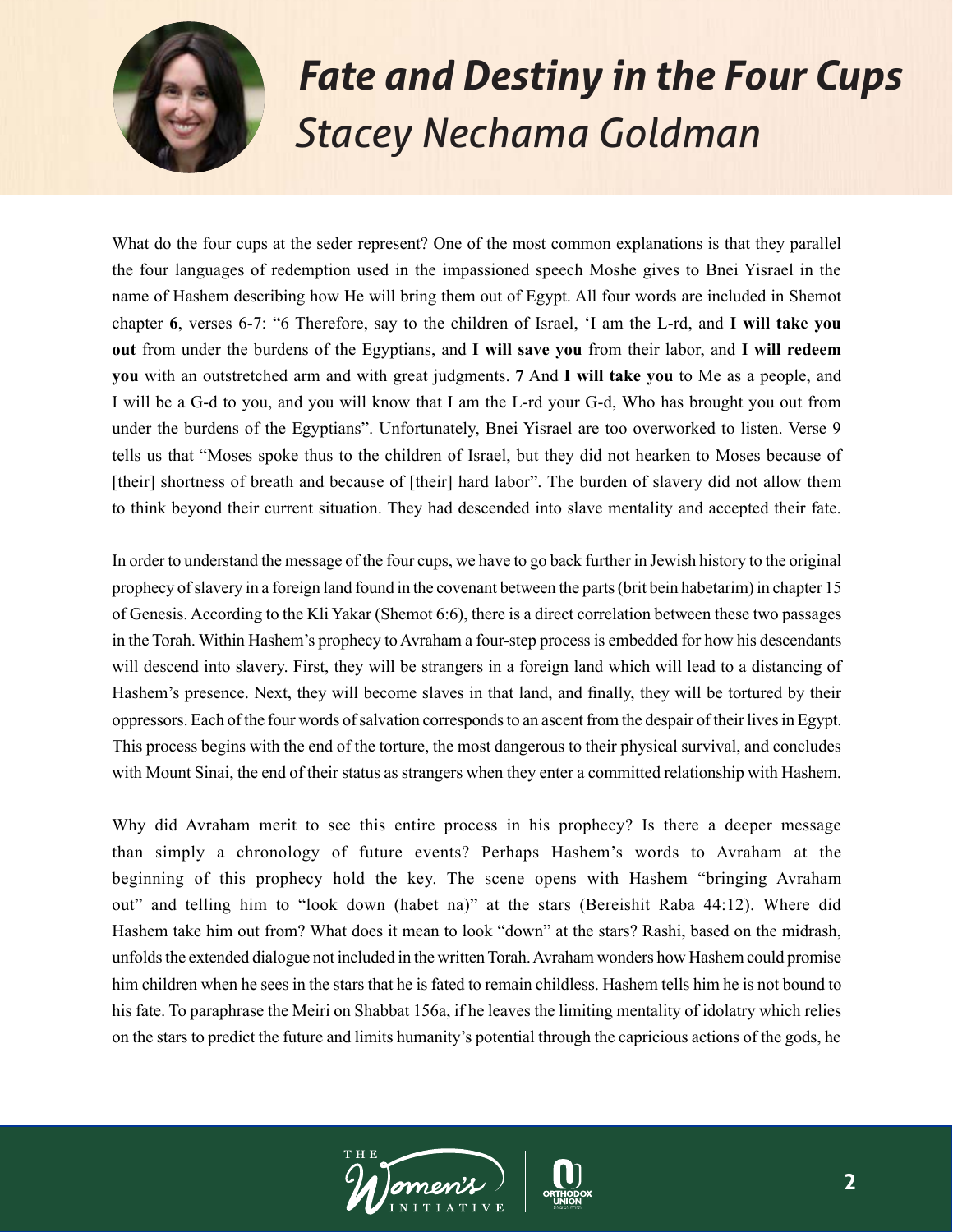# *Fate and Destiny in the Four Cups*

## *Stacey Nechama Goldman*

What do the four cups at the seder represent? One of the most common explanations is that they parallel the four languages of redemption used in the impassioned speech Moshe gives to Bnei Yisrael in the name of Hashem describing how He will bring them out of Egypt. All four words are included in Shemot chapter **6**, verses 6-7: "6 Therefore, say to the children of Israel, 'I am the L-rd, and **I will take you out** from under the burdens of the Egyptians, and **I will save you** from their labor, and **I will redeem you** with an outstretched arm and with great judgments. **7** And **I will take you** to Me as a people, and I will be a G-d to you, and you will know that I am the L-rd your G-d, Who has brought you out from under the burdens of the Egyptians". Unfortunately, Bnei Yisrael are too overworked to listen. Verse 9 tells us that "Moses spoke thus to the children of Israel, but they did not hearken to Moses because of [their] shortness of breath and because of [their] hard labor". The burden of slavery did not allow them to think beyond their current situation. They had descended into slave mentality and accepted their fate.

In order to understand the message of the four cups, we have to go back further in Jewish history to the original prophecy of slavery in a foreign land found in the covenant between the parts (brit bein habetarim) in chapter 15 of Genesis. According to the Kli Yakar (Shemot 6:6), there is a direct correlation between these two passages in the Torah. Within Hashem's prophecy to Avraham a four-step process is embedded for how his descendants will descend into slavery. First, they will be strangers in a foreign land which will lead to a distancing of Hashem's presence. Next, they will become slaves in that land, and finally, they will be tortured by their oppressors. Each of the four words of salvation corresponds to an ascent from the despair of their lives in Egypt. This process begins with the end of the torture, the most dangerous to their physical survival, and concludes with Mount Sinai, the end of their status as strangers when they enter a committed relationship with Hashem.

Why did Avraham merit to see this entire process in his prophecy? Is there a deeper message than simply a chronology of future events? Perhaps Hashem's words to Avraham at the beginning of this prophecy hold the key. The scene opens with Hashem "bringing Avraham out" and telling him to "look down (habet na)" at the stars (Bereishit Raba 44:12). Where did Hashem take him out from? What does it mean to look "down" at the stars? Rashi, based on the midrash, unfolds the extended dialogue not included in the written Torah. Avraham wonders how Hashem could promise him children when he sees in the stars that he is fated to remain childless. Hashem tells him he is not bound to his fate. To paraphrase the Meiri on Shabbat 156a, if he leaves the limiting mentality of idolatry which relies on the stars to predict the future and limits humanity's potential through the capricious actions of the gods, he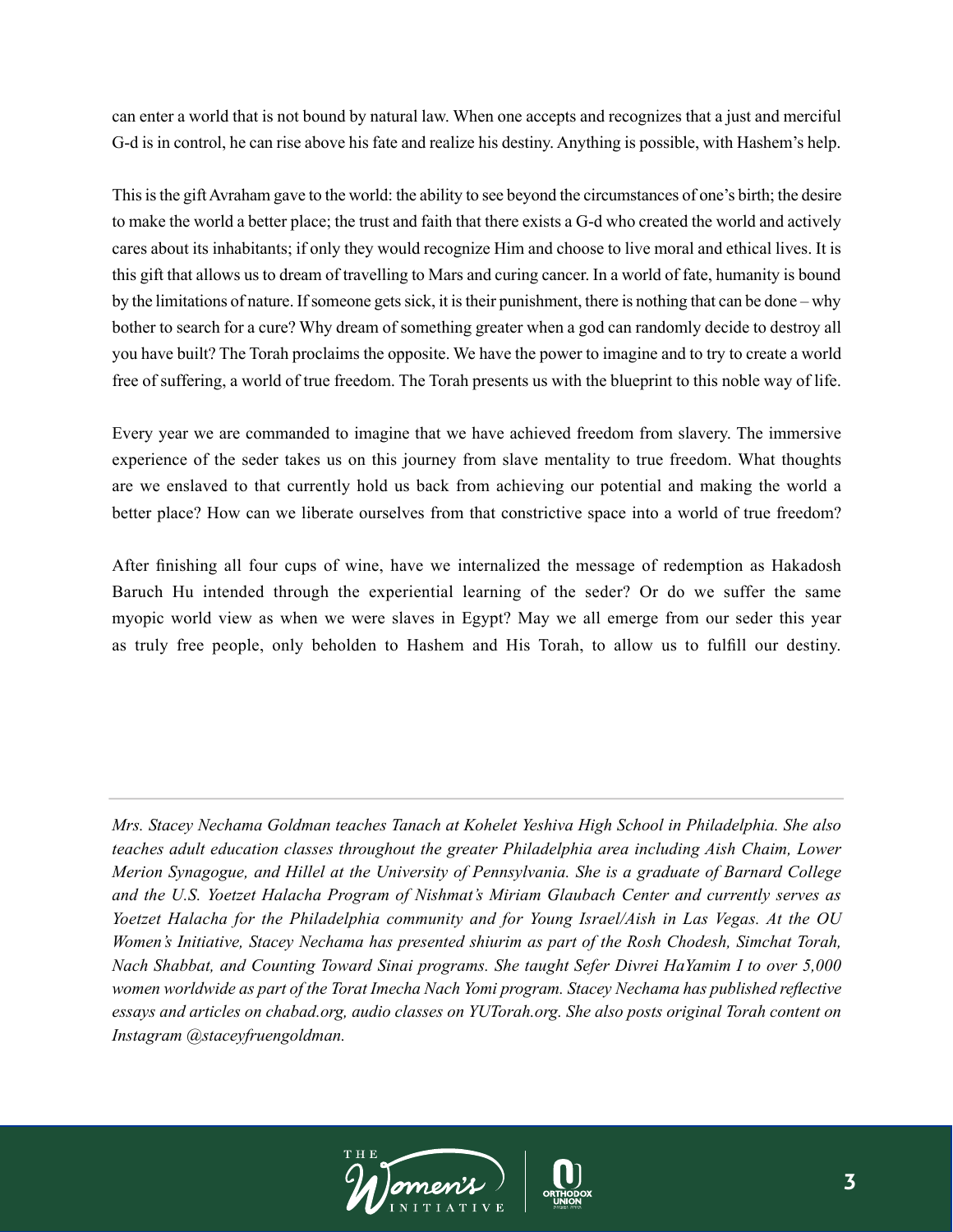can enter a world that is not bound by natural law. When one accepts and recognizes that a just and merciful G-d is in control, he can rise above his fate and realize his destiny. Anything is possible, with Hashem's help.

This is the gift Avraham gave to the world: the ability to see beyond the circumstances of one's birth; the desire to make the world a better place; the trust and faith that there exists a G-d who created the world and actively cares about its inhabitants; if only they would recognize Him and choose to live moral and ethical lives. It is this gift that allows us to dream of travelling to Mars and curing cancer. In a world of fate, humanity is bound by the limitations of nature. If someone gets sick, it is their punishment, there is nothing that can be done – why bother to search for a cure? Why dream of something greater when a god can randomly decide to destroy all you have built? The Torah proclaims the opposite. We have the power to imagine and to try to create a world free of suffering, a world of true freedom. The Torah presents us with the blueprint to this noble way of life.

Every year we are commanded to imagine that we have achieved freedom from slavery. The immersive experience of the seder takes us on this journey from slave mentality to true freedom. What thoughts are we enslaved to that currently hold us back from achieving our potential and making the world a better place? How can we liberate ourselves from that constrictive space into a world of true freedom?

After finishing all four cups of wine, have we internalized the message of redemption as Hakadosh Baruch Hu intended through the experiential learning of the seder? Or do we suffer the same myopic world view as when we were slaves in Egypt? May we all emerge from our seder this year as truly free people, only beholden to Hashem and His Torah, to allow us to fulfill our destiny.

---

*Mrs. Stacey Nechama Goldman teaches Tanach at Kohelet Yeshiva High School in Philadelphia. She also teaches adult education classes throughout the greater Philadelphia area including Aish Chaim, Lower Merion Synagogue, and Hillel at the University of Pennsylvania. She is a graduate of Barnard College and the U.S. Yoetzet Halacha Program of Nishmat's Miriam Glaubach Center and currently serves as Yoetzet Halacha for the Philadelphia community and for Young Israel/Aish in Las Vegas. At the OU Women's Initiative, Stacey Nechama has presented shiurim as part of the Rosh Chodesh, Simchat Torah, Nach Shabbat, and Counting Toward Sinai programs. She taught Sefer Divrei HaYamim I to over 5,000 women worldwide as part of the Torat Imecha Nach Yomi program. Stacey Nechama has published reflective essays and articles on chabad.org, audio classes on YUTorah.org. She also posts original Torah content on Instagram @staceyfruengoldman.*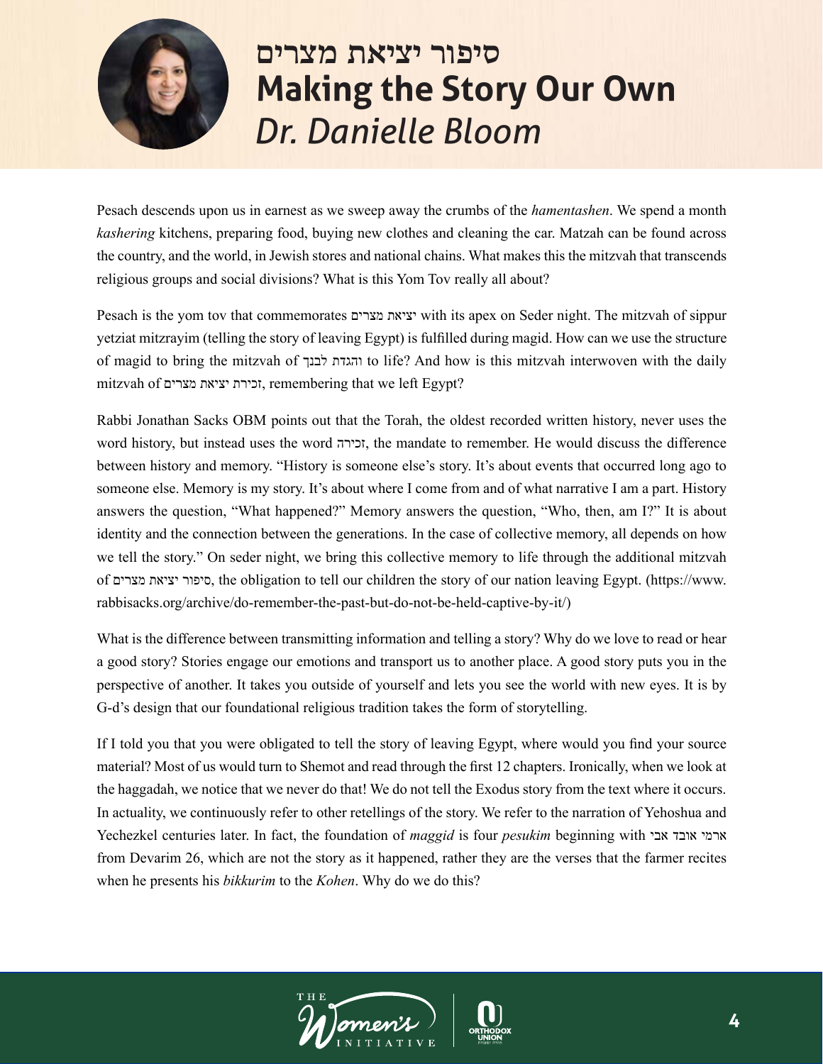# סיפור יציאת מצרים
# Making the Story Our Own
## *Dr. Danielle Bloom*

Pesach descends upon us in earnest as we sweep away the crumbs of the *hamentashen*. We spend a month *kashering* kitchens, preparing food, buying new clothes and cleaning the car. Matzah can be found across the country, and the world, in Jewish stores and national chains. What makes this the mitzvah that transcends religious groups and social divisions? What is this Yom Tov really all about?

Pesach is the yom tov that commemorates יציאת מצרים with its apex on Seder night. The mitzvah of sippur yetziat mitzrayim (telling the story of leaving Egypt) is fulfilled during magid. How can we use the structure of magid to bring the mitzvah of והגדת לבנך to life? And how is this mitzvah interwoven with the daily mitzvah of זכירת יציאת מצרים, remembering that we left Egypt?

Rabbi Jonathan Sacks OBM points out that the Torah, the oldest recorded written history, never uses the word history, but instead uses the word זכירה, the mandate to remember. He would discuss the difference between history and memory. "History is someone else's story. It's about events that occurred long ago to someone else. Memory is my story. It's about where I come from and of what narrative I am a part. History answers the question, "What happened?" Memory answers the question, "Who, then, am I?" It is about identity and the connection between the generations. In the case of collective memory, all depends on how we tell the story." On seder night, we bring this collective memory to life through the additional mitzvah of סיפור יציאת מצרים, the obligation to tell our children the story of our nation leaving Egypt. (https://www.rabbisacks.org/archive/do-remember-the-past-but-do-not-be-held-captive-by-it/)

What is the difference between transmitting information and telling a story? Why do we love to read or hear a good story? Stories engage our emotions and transport us to another place. A good story puts you in the perspective of another. It takes you outside of yourself and lets you see the world with new eyes. It is by G-d's design that our foundational religious tradition takes the form of storytelling.

If I told you that you were obligated to tell the story of leaving Egypt, where would you find your source material? Most of us would turn to Shemot and read through the first 12 chapters. Ironically, when we look at the haggadah, we notice that we never do that! We do not tell the Exodus story from the text where it occurs. In actuality, we continuously refer to other retellings of the story. We refer to the narration of Yehoshua and Yechezkel centuries later. In fact, the foundation of *maggid* is four *pesukim* beginning with ארמי אובד אבי from Devarim 26, which are not the story as it happened, rather they are the verses that the farmer recites when he presents his *bikkurim* to the *Kohen*. Why do we do this?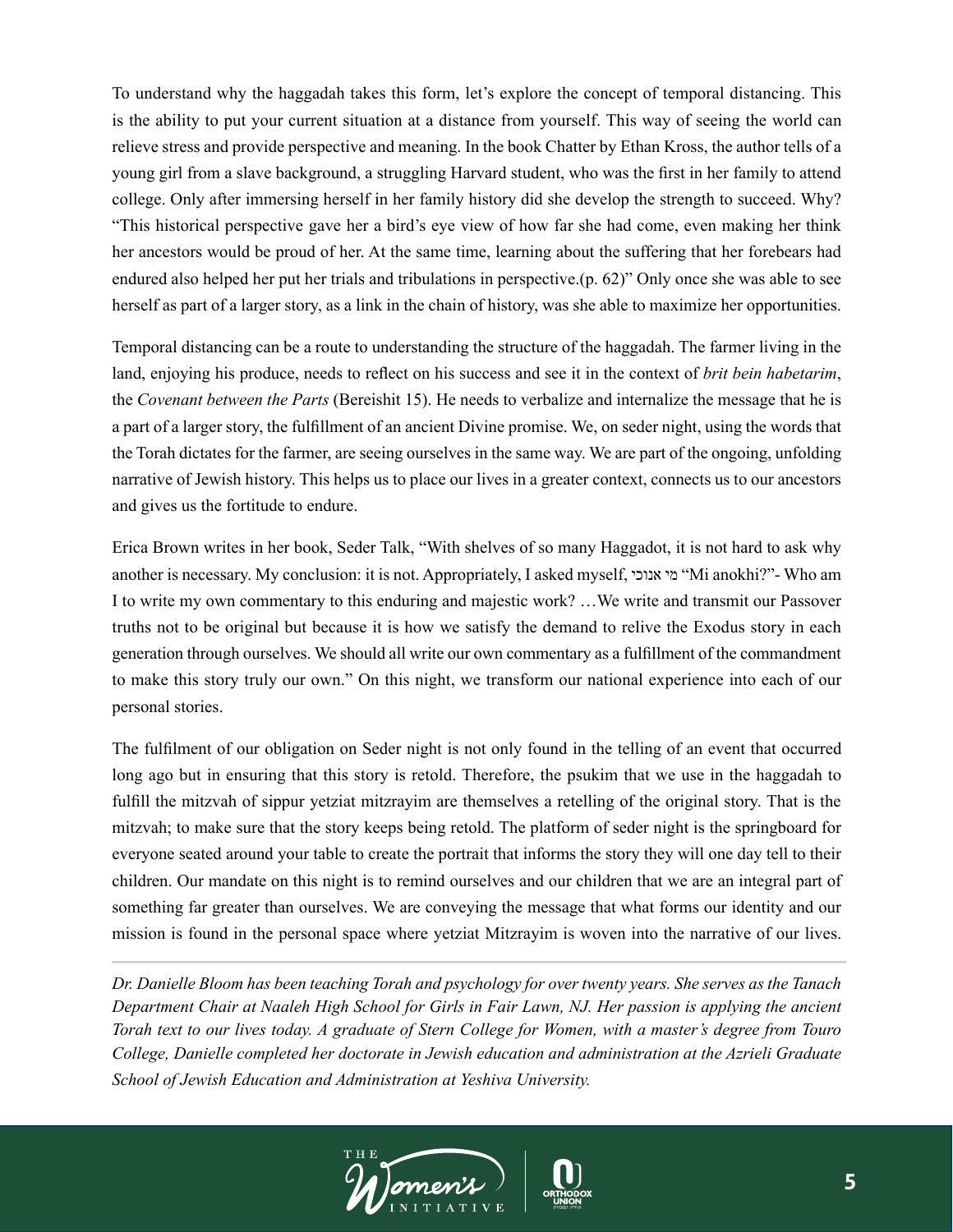To understand why the haggadah takes this form, let's explore the concept of temporal distancing. This is the ability to put your current situation at a distance from yourself. This way of seeing the world can relieve stress and provide perspective and meaning. In the book Chatter by Ethan Kross, the author tells of a young girl from a slave background, a struggling Harvard student, who was the first in her family to attend college. Only after immersing herself in her family history did she develop the strength to succeed. Why? "This historical perspective gave her a bird's eye view of how far she had come, even making her think her ancestors would be proud of her. At the same time, learning about the suffering that her forebears had endured also helped her put her trials and tribulations in perspective.(p. 62)" Only once she was able to see herself as part of a larger story, as a link in the chain of history, was she able to maximize her opportunities.

Temporal distancing can be a route to understanding the structure of the haggadah. The farmer living in the land, enjoying his produce, needs to reflect on his success and see it in the context of *brit bein habetarim*, the *Covenant between the Parts* (Bereishit 15). He needs to verbalize and internalize the message that he is a part of a larger story, the fulfillment of an ancient Divine promise. We, on seder night, using the words that the Torah dictates for the farmer, are seeing ourselves in the same way. We are part of the ongoing, unfolding narrative of Jewish history. This helps us to place our lives in a greater context, connects us to our ancestors and gives us the fortitude to endure.

Erica Brown writes in her book, Seder Talk, "With shelves of so many Haggadot, it is not hard to ask why another is necessary. My conclusion: it is not. Appropriately, I asked myself, מי אנוכי "Mi anokhi?"- Who am I to write my own commentary to this enduring and majestic work? …We write and transmit our Passover truths not to be original but because it is how we satisfy the demand to relive the Exodus story in each generation through ourselves. We should all write our own commentary as a fulfillment of the commandment to make this story truly our own." On this night, we transform our national experience into each of our personal stories.

The fulfilment of our obligation on Seder night is not only found in the telling of an event that occurred long ago but in ensuring that this story is retold. Therefore, the psukim that we use in the haggadah to fulfill the mitzvah of sippur yetziat mitzrayim are themselves a retelling of the original story. That is the mitzvah; to make sure that the story keeps being retold. The platform of seder night is the springboard for everyone seated around your table to create the portrait that informs the story they will one day tell to their children. Our mandate on this night is to remind ourselves and our children that we are an integral part of something far greater than ourselves. We are conveying the message that what forms our identity and our mission is found in the personal space where yetziat Mitzrayim is woven into the narrative of our lives.

---

*Dr. Danielle Bloom has been teaching Torah and psychology for over twenty years. She serves as the Tanach Department Chair at Naaleh High School for Girls in Fair Lawn, NJ. Her passion is applying the ancient Torah text to our lives today. A graduate of Stern College for Women, with a master's degree from Touro College, Danielle completed her doctorate in Jewish education and administration at the Azrieli Graduate School of Jewish Education and Administration at Yeshiva University.*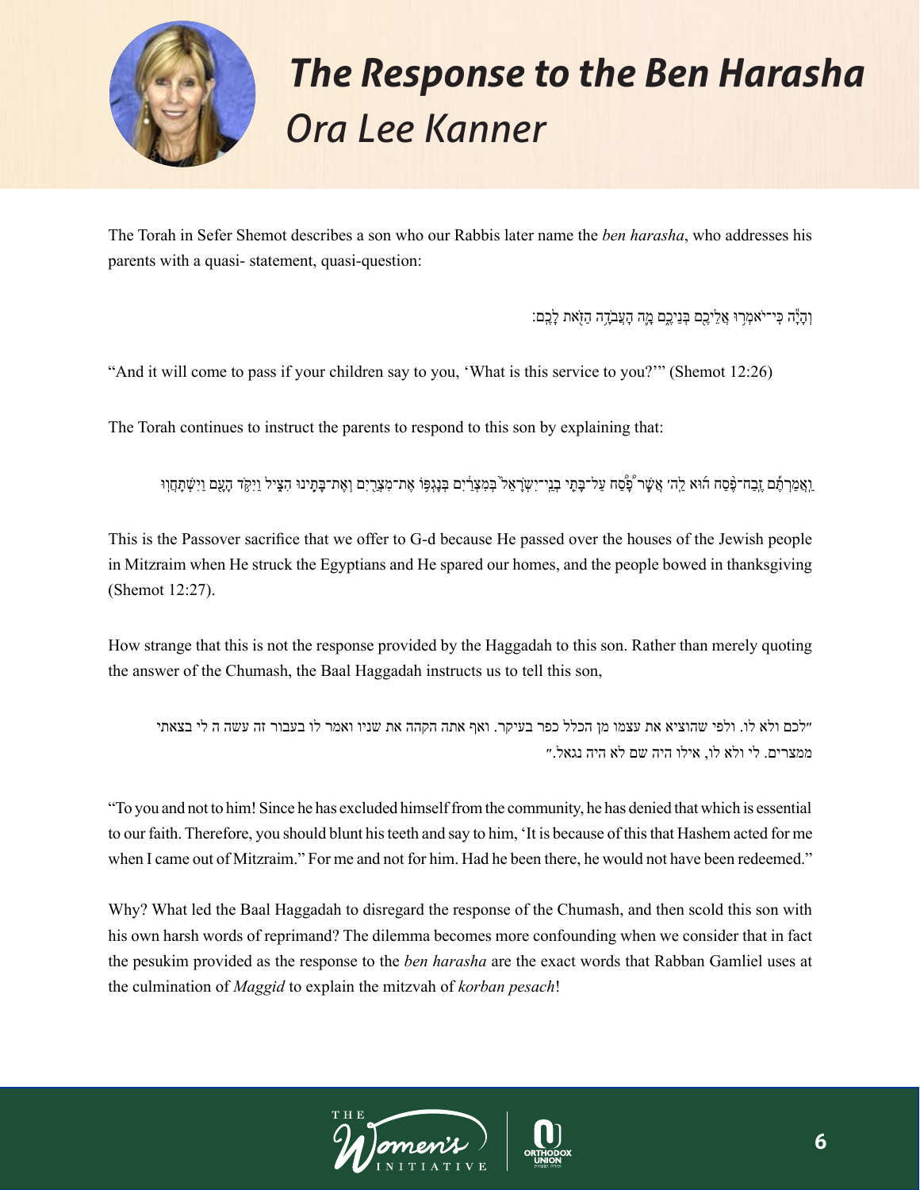# *The Response to the Ben Harasha*

## *Ora Lee Kanner*

The Torah in Sefer Shemot describes a son who our Rabbis later name the *ben harasha*, who addresses his parents with a quasi- statement, quasi-question:

וְהָיָ֕ה כִּֽי־יֹאמְר֥וּ אֲלֵיכֶ֖ם בְּנֵיכֶ֑ם מָ֛ה הָעֲבֹדָ֥ה הַזֹּ֖את לָכֶֽם׃

"And it will come to pass if your children say to you, 'What is this service to you?'" (Shemot 12:26)

The Torah continues to instruct the parents to respond to this son by explaining that:

וַאֲמַרְתֶּ֡ם זֶֽבַח־פֶּ֨סַח ה֜וּא לַה׳ אֲשֶׁ֣ר פָּ֠סַח עַל־בָּתֵּ֤י בְנֵֽי־יִשְׂרָאֵל֙ בְּמִצְרַ֔יִם בְּנָגְפּ֥וֹ אֶת־מִצְרַ֖יִם וְאֶת־בָּתֵּ֣ינוּ הִצִּ֑יל וַיִּקֹּ֥ד הָעָ֖ם וַיִּֽשְׁתַּחֲוּֽוּ

This is the Passover sacrifice that we offer to G-d because He passed over the houses of the Jewish people in Mitzraim when He struck the Egyptians and He spared our homes, and the people bowed in thanksgiving (Shemot 12:27).

How strange that this is not the response provided by the Haggadah to this son. Rather than merely quoting the answer of the Chumash, the Baal Haggadah instructs us to tell this son,

> "לכם ולא לו. ולפי שהוציא את עצמו מן הכלל כפר בעיקר. ואף אתה הקהה את שניו ואמר לו בעבור זה עשה ה לי בצאתי ממצרים. לי ולא לו, אילו היה שם לא היה נגאל."

"To you and not to him! Since he has excluded himself from the community, he has denied that which is essential to our faith. Therefore, you should blunt his teeth and say to him, 'It is because of this that Hashem acted for me when I came out of Mitzraim." For me and not for him. Had he been there, he would not have been redeemed."

Why? What led the Baal Haggadah to disregard the response of the Chumash, and then scold this son with his own harsh words of reprimand? The dilemma becomes more confounding when we consider that in fact the pesukim provided as the response to the *ben harasha* are the exact words that Rabban Gamliel uses at the culmination of *Maggid* to explain the mitzvah of *korban pesach*!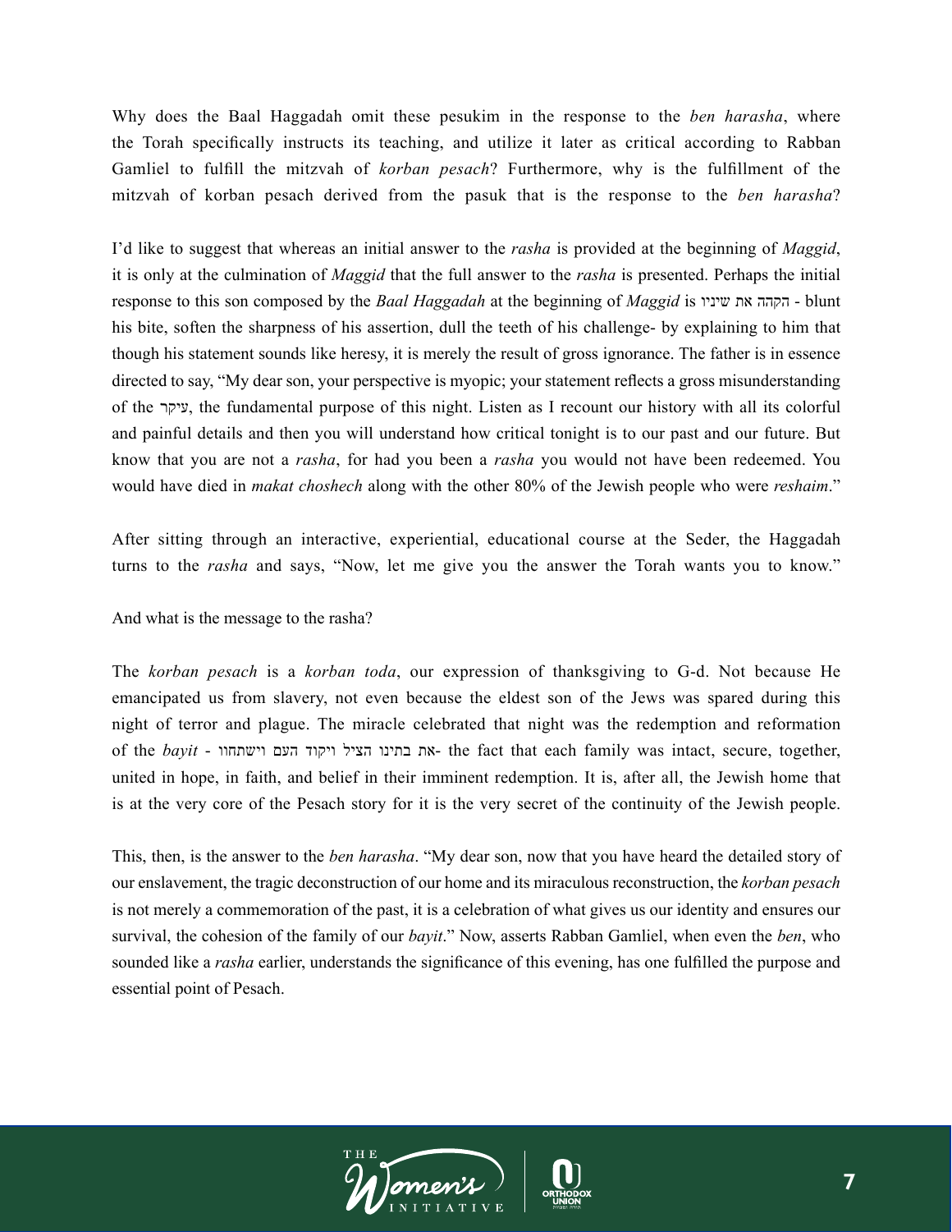Why does the Baal Haggadah omit these pesukim in the response to the *ben harasha*, where the Torah specifically instructs its teaching, and utilize it later as critical according to Rabban Gamliel to fulfill the mitzvah of *korban pesach*? Furthermore, why is the fulfillment of the mitzvah of korban pesach derived from the pasuk that is the response to the *ben harasha*?

I'd like to suggest that whereas an initial answer to the *rasha* is provided at the beginning of *Maggid*, it is only at the culmination of *Maggid* that the full answer to the *rasha* is presented. Perhaps the initial response to this son composed by the *Baal Haggadah* at the beginning of *Maggid* is הקהה את שיניו - blunt his bite, soften the sharpness of his assertion, dull the teeth of his challenge- by explaining to him that though his statement sounds like heresy, it is merely the result of gross ignorance. The father is in essence directed to say, "My dear son, your perspective is myopic; your statement reflects a gross misunderstanding of the עיקר, the fundamental purpose of this night. Listen as I recount our history with all its colorful and painful details and then you will understand how critical tonight is to our past and our future. But know that you are not a *rasha*, for had you been a *rasha* you would not have been redeemed. You would have died in *makat choshech* along with the other 80% of the Jewish people who were *reshaim*."

After sitting through an interactive, experiential, educational course at the Seder, the Haggadah turns to the *rasha* and says, "Now, let me give you the answer the Torah wants you to know."

And what is the message to the rasha?

The *korban pesach* is a *korban toda*, our expression of thanksgiving to G-d. Not because He emancipated us from slavery, not even because the eldest son of the Jews was spared during this night of terror and plague. The miracle celebrated that night was the redemption and reformation of the *bayit* - את בתינו הציל ויקוד העם וישתחוו- the fact that each family was intact, secure, together, united in hope, in faith, and belief in their imminent redemption. It is, after all, the Jewish home that is at the very core of the Pesach story for it is the very secret of the continuity of the Jewish people.

This, then, is the answer to the *ben harasha*. "My dear son, now that you have heard the detailed story of our enslavement, the tragic deconstruction of our home and its miraculous reconstruction, the *korban pesach* is not merely a commemoration of the past, it is a celebration of what gives us our identity and ensures our survival, the cohesion of the family of our *bayit*." Now, asserts Rabban Gamliel, when even the *ben*, who sounded like a *rasha* earlier, understands the significance of this evening, has one fulfilled the purpose and essential point of Pesach.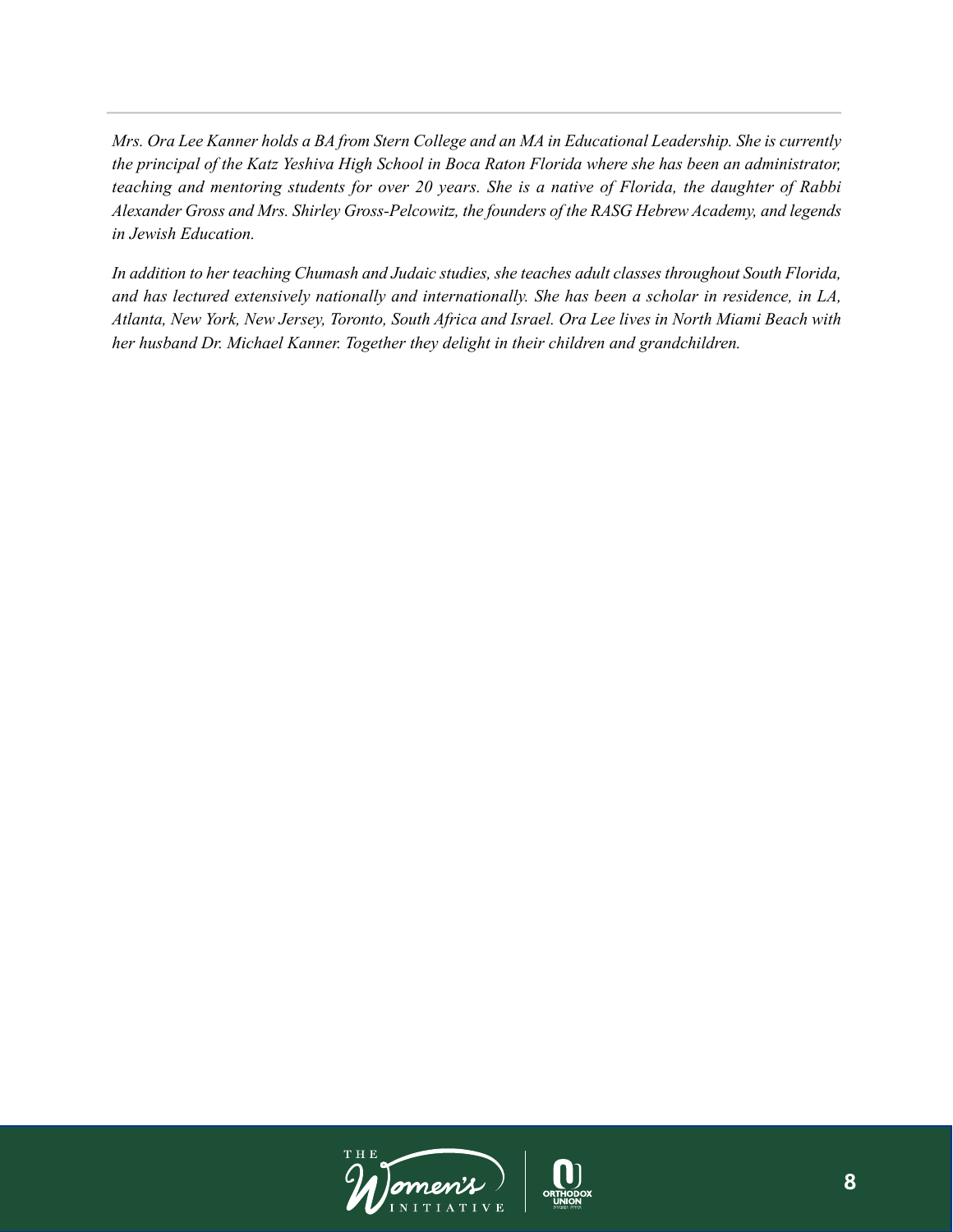*Mrs. Ora Lee Kanner holds a BA from Stern College and an MA in Educational Leadership. She is currently the principal of the Katz Yeshiva High School in Boca Raton Florida where she has been an administrator, teaching and mentoring students for over 20 years. She is a native of Florida, the daughter of Rabbi Alexander Gross and Mrs. Shirley Gross-Pelcowitz, the founders of the RASG Hebrew Academy, and legends in Jewish Education.*

*In addition to her teaching Chumash and Judaic studies, she teaches adult classes throughout South Florida, and has lectured extensively nationally and internationally. She has been a scholar in residence, in LA, Atlanta, New York, New Jersey, Toronto, South Africa and Israel. Ora Lee lives in North Miami Beach with her husband Dr. Michael Kanner. Together they delight in their children and grandchildren.*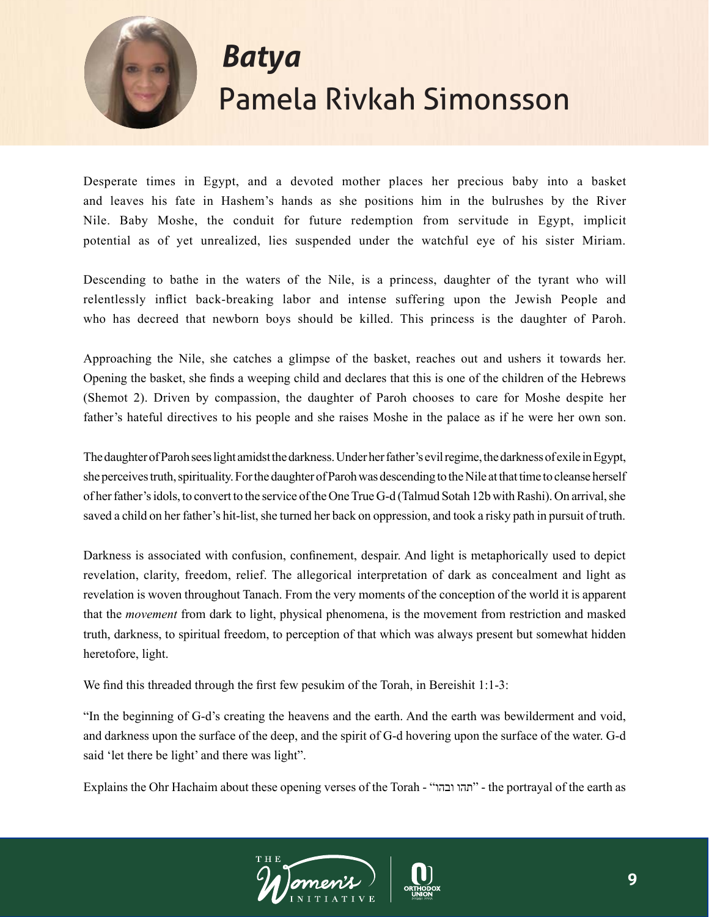# *Batya*

## Pamela Rivkah Simonsson

Desperate times in Egypt, and a devoted mother places her precious baby into a basket and leaves his fate in Hashem's hands as she positions him in the bulrushes by the River Nile. Baby Moshe, the conduit for future redemption from servitude in Egypt, implicit potential as of yet unrealized, lies suspended under the watchful eye of his sister Miriam.

Descending to bathe in the waters of the Nile, is a princess, daughter of the tyrant who will relentlessly inflict back-breaking labor and intense suffering upon the Jewish People and who has decreed that newborn boys should be killed. This princess is the daughter of Paroh.

Approaching the Nile, she catches a glimpse of the basket, reaches out and ushers it towards her. Opening the basket, she finds a weeping child and declares that this is one of the children of the Hebrews (Shemot 2). Driven by compassion, the daughter of Paroh chooses to care for Moshe despite her father's hateful directives to his people and she raises Moshe in the palace as if he were her own son.

The daughter of Paroh sees light amidst the darkness. Under her father's evil regime, the darkness of exile in Egypt, she perceives truth, spirituality. For the daughter of Paroh was descending to the Nile at that time to cleanse herself of her father's idols, to convert to the service of the One True G-d (Talmud Sotah 12b with Rashi). On arrival, she saved a child on her father's hit-list, she turned her back on oppression, and took a risky path in pursuit of truth.

Darkness is associated with confusion, confinement, despair. And light is metaphorically used to depict revelation, clarity, freedom, relief. The allegorical interpretation of dark as concealment and light as revelation is woven throughout Tanach. From the very moments of the conception of the world it is apparent that the *movement* from dark to light, physical phenomena, is the movement from restriction and masked truth, darkness, to spiritual freedom, to perception of that which was always present but somewhat hidden heretofore, light.

We find this threaded through the first few pesukim of the Torah, in Bereishit 1:1-3:

"In the beginning of G-d's creating the heavens and the earth. And the earth was bewilderment and void, and darkness upon the surface of the deep, and the spirit of G-d hovering upon the surface of the water. G-d said 'let there be light' and there was light".

Explains the Ohr Hachaim about these opening verses of the Torah - "תהו ובהו" - the portrayal of the earth as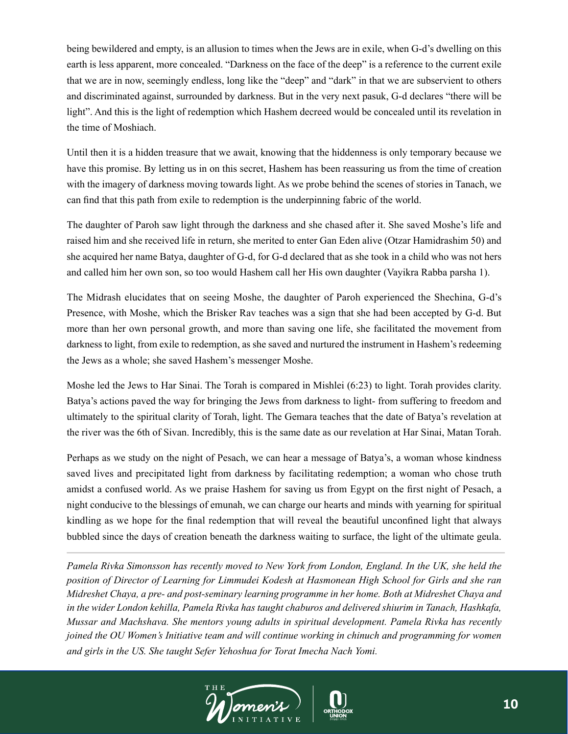being bewildered and empty, is an allusion to times when the Jews are in exile, when G-d's dwelling on this earth is less apparent, more concealed. "Darkness on the face of the deep" is a reference to the current exile that we are in now, seemingly endless, long like the "deep" and "dark" in that we are subservient to others and discriminated against, surrounded by darkness. But in the very next pasuk, G-d declares "there will be light". And this is the light of redemption which Hashem decreed would be concealed until its revelation in the time of Moshiach.

Until then it is a hidden treasure that we await, knowing that the hiddenness is only temporary because we have this promise. By letting us in on this secret, Hashem has been reassuring us from the time of creation with the imagery of darkness moving towards light. As we probe behind the scenes of stories in Tanach, we can find that this path from exile to redemption is the underpinning fabric of the world.

The daughter of Paroh saw light through the darkness and she chased after it. She saved Moshe's life and raised him and she received life in return, she merited to enter Gan Eden alive (Otzar Hamidrashim 50) and she acquired her name Batya, daughter of G-d, for G-d declared that as she took in a child who was not hers and called him her own son, so too would Hashem call her His own daughter (Vayikra Rabba parsha 1).

The Midrash elucidates that on seeing Moshe, the daughter of Paroh experienced the Shechina, G-d's Presence, with Moshe, which the Brisker Rav teaches was a sign that she had been accepted by G-d. But more than her own personal growth, and more than saving one life, she facilitated the movement from darkness to light, from exile to redemption, as she saved and nurtured the instrument in Hashem's redeeming the Jews as a whole; she saved Hashem's messenger Moshe.

Moshe led the Jews to Har Sinai. The Torah is compared in Mishlei (6:23) to light. Torah provides clarity. Batya's actions paved the way for bringing the Jews from darkness to light- from suffering to freedom and ultimately to the spiritual clarity of Torah, light. The Gemara teaches that the date of Batya's revelation at the river was the 6th of Sivan. Incredibly, this is the same date as our revelation at Har Sinai, Matan Torah.

Perhaps as we study on the night of Pesach, we can hear a message of Batya's, a woman whose kindness saved lives and precipitated light from darkness by facilitating redemption; a woman who chose truth amidst a confused world. As we praise Hashem for saving us from Egypt on the first night of Pesach, a night conducive to the blessings of emunah, we can charge our hearts and minds with yearning for spiritual kindling as we hope for the final redemption that will reveal the beautiful unconfined light that always bubbled since the days of creation beneath the darkness waiting to surface, the light of the ultimate geula.

---

*Pamela Rivka Simonsson has recently moved to New York from London, England. In the UK, she held the position of Director of Learning for Limmudei Kodesh at Hasmonean High School for Girls and she ran Midreshet Chaya, a pre- and post-seminary learning programme in her home. Both at Midreshet Chaya and in the wider London kehilla, Pamela Rivka has taught chaburos and delivered shiurim in Tanach, Hashkafa, Mussar and Machshava. She mentors young adults in spiritual development. Pamela Rivka has recently joined the OU Women's Initiative team and will continue working in chinuch and programming for women and girls in the US. She taught Sefer Yehoshua for Torat Imecha Nach Yomi.*